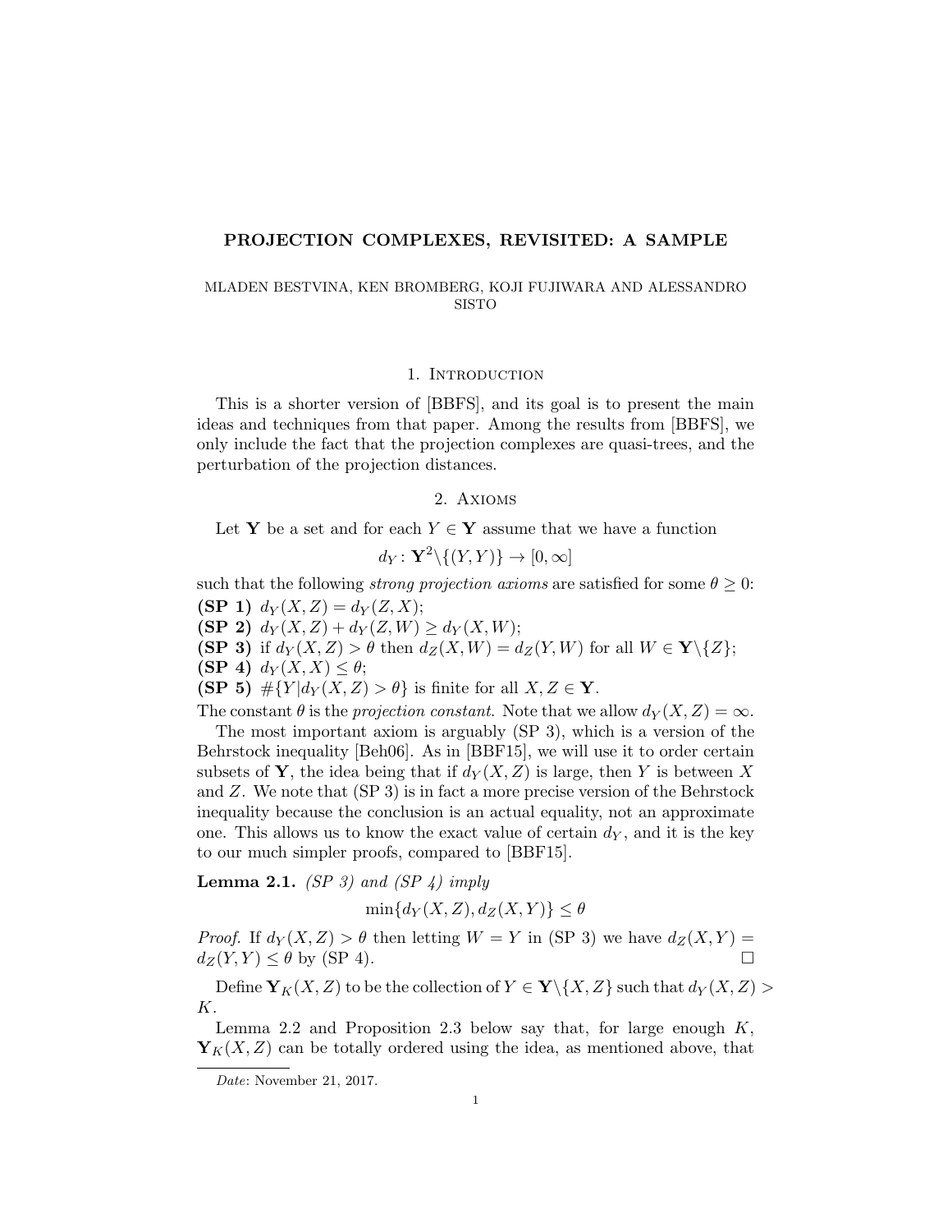# PROJECTION COMPLEXES, REVISITED: A SAMPLE

MLADEN BESTVINA, KEN BROMBERG, KOJI FUJIWARA AND ALESSANDRO SISTO

## 1. Introduction

This is a shorter version of [BBFS], and its goal is to present the main ideas and techniques from that paper. Among the results from [BBFS], we only include the fact that the projection complexes are quasi-trees, and the perturbation of the projection distances.

## 2. Axioms

Let $\mathbf{Y}$ be a set and for each $Y \in \mathbf{Y}$ assume that we have a function

$$d_Y : \mathbf{Y}^2 \backslash \{(Y,Y)\} \to [0,\infty]$$

such that the following *strong projection axioms* are satisfied for some $\theta \geq 0$:

**(SP 1)** $d_Y(X,Z) = d_Y(Z,X)$;
**(SP 2)** $d_Y(X,Z) + d_Y(Z,W) \geq d_Y(X,W)$;
**(SP 3)** if $d_Y(X,Z) > \theta$ then $d_Z(X,W) = d_Z(Y,W)$ for all $W \in \mathbf{Y}\backslash\{Z\}$;
**(SP 4)** $d_Y(X,X) \leq \theta$;
**(SP 5)** $\#\{Y | d_Y(X,Z) > \theta\}$ is finite for all $X, Z \in \mathbf{Y}$.

The constant $\theta$ is the *projection constant*. Note that we allow $d_Y(X,Z) = \infty$.

The most important axiom is arguably (SP 3), which is a version of the Behrstock inequality [Beh06]. As in [BBF15], we will use it to order certain subsets of $\mathbf{Y}$, the idea being that if $d_Y(X,Z)$ is large, then $Y$ is between $X$ and $Z$. We note that (SP 3) is in fact a more precise version of the Behrstock inequality because the conclusion is an actual equality, not an approximate one. This allows us to know the exact value of certain $d_Y$, and it is the key to our much simpler proofs, compared to [BBF15].

**Lemma 2.1.** *(SP 3) and (SP 4) imply*

$$\min\{d_Y(X,Z), d_Z(X,Y)\} \leq \theta$$

*Proof.* If $d_Y(X,Z) > \theta$ then letting $W = Y$ in (SP 3) we have $d_Z(X,Y) = d_Z(Y,Y) \leq \theta$ by (SP 4). □

Define $\mathbf{Y}_K(X,Z)$ to be the collection of $Y \in \mathbf{Y}\backslash\{X,Z\}$ such that $d_Y(X,Z) > K$.

Lemma 2.2 and Proposition 2.3 below say that, for large enough $K$, $\mathbf{Y}_K(X,Z)$ can be totally ordered using the idea, as mentioned above, that

---

*Date*: November 21, 2017.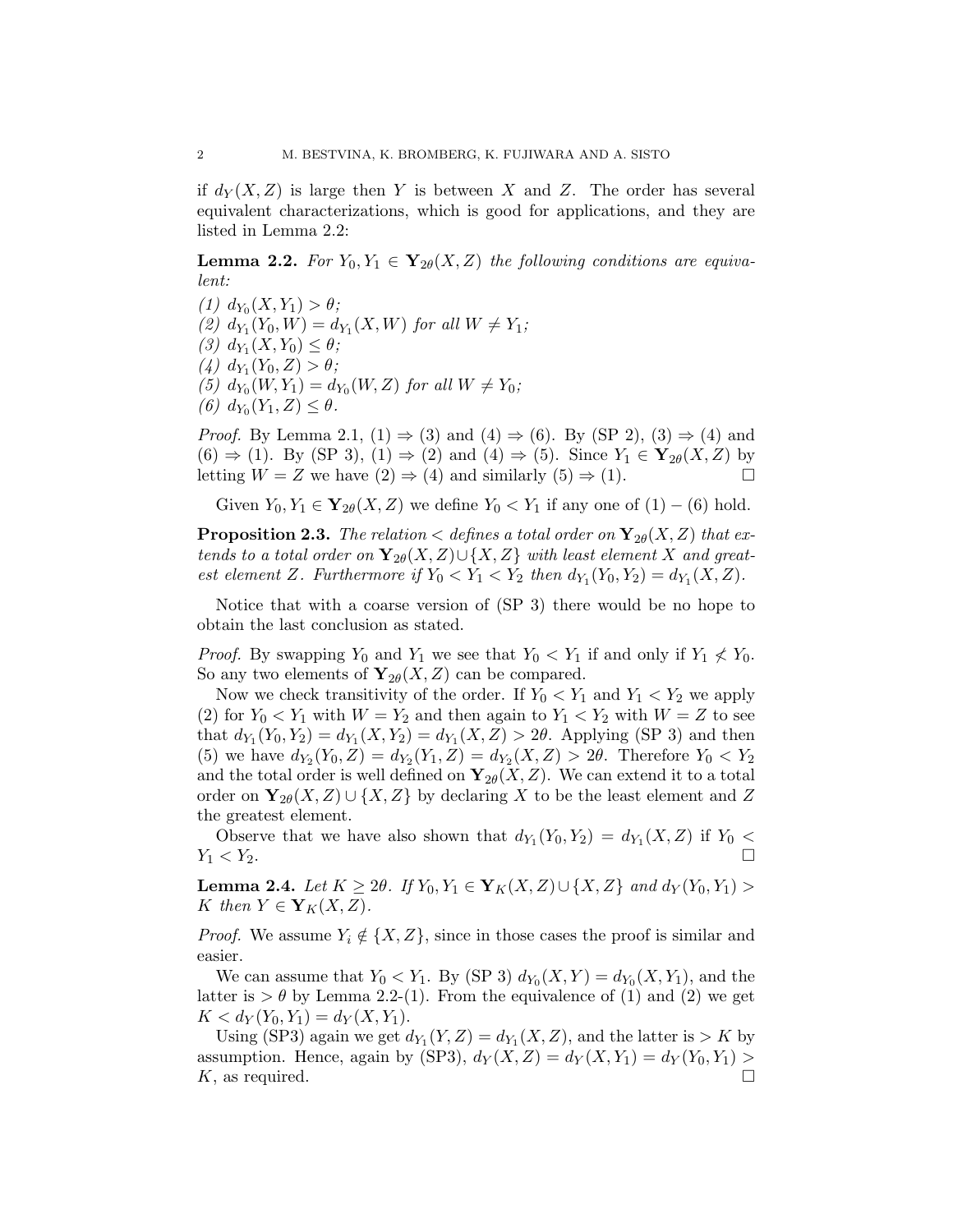if $d_Y(X, Z)$ is large then $Y$ is between $X$ and $Z$. The order has several equivalent characterizations, which is good for applications, and they are listed in Lemma 2.2:

**Lemma 2.2.** *For $Y_0, Y_1 \in \mathbf{Y}_{2\theta}(X, Z)$ the following conditions are equivalent:*

*(1) $d_{Y_0}(X, Y_1) > \theta$;*
*(2) $d_{Y_1}(Y_0, W) = d_{Y_1}(X, W)$ for all $W \neq Y_1$;*
*(3) $d_{Y_1}(X, Y_0) \leq \theta$;*
*(4) $d_{Y_1}(Y_0, Z) > \theta$;*
*(5) $d_{Y_0}(W, Y_1) = d_{Y_0}(W, Z)$ for all $W \neq Y_0$;*
*(6) $d_{Y_0}(Y_1, Z) \leq \theta$.*

*Proof.* By Lemma 2.1, (1) $\Rightarrow$ (3) and (4) $\Rightarrow$ (6). By (SP 2), (3) $\Rightarrow$ (4) and (6) $\Rightarrow$ (1). By (SP 3), (1) $\Rightarrow$ (2) and (4) $\Rightarrow$ (5). Since $Y_1 \in \mathbf{Y}_{2\theta}(X, Z)$ by letting $W = Z$ we have (2) $\Rightarrow$ (4) and similarly (5) $\Rightarrow$ (1). □

Given $Y_0, Y_1 \in \mathbf{Y}_{2\theta}(X, Z)$ we define $Y_0 < Y_1$ if any one of (1) − (6) hold.

**Proposition 2.3.** *The relation $<$ defines a total order on $\mathbf{Y}_{2\theta}(X, Z)$ that extends to a total order on $\mathbf{Y}_{2\theta}(X, Z) \cup \{X, Z\}$ with least element $X$ and greatest element $Z$. Furthermore if $Y_0 < Y_1 < Y_2$ then $d_{Y_1}(Y_0, Y_2) = d_{Y_1}(X, Z)$.*

Notice that with a coarse version of (SP 3) there would be no hope to obtain the last conclusion as stated.

*Proof.* By swapping $Y_0$ and $Y_1$ we see that $Y_0 < Y_1$ if and only if $Y_1 \not< Y_0$. So any two elements of $\mathbf{Y}_{2\theta}(X, Z)$ can be compared.

Now we check transitivity of the order. If $Y_0 < Y_1$ and $Y_1 < Y_2$ we apply (2) for $Y_0 < Y_1$ with $W = Y_2$ and then again to $Y_1 < Y_2$ with $W = Z$ to see that $d_{Y_1}(Y_0, Y_2) = d_{Y_1}(X, Y_2) = d_{Y_1}(X, Z) > 2\theta$. Applying (SP 3) and then (5) we have $d_{Y_2}(Y_0, Z) = d_{Y_2}(Y_1, Z) = d_{Y_2}(X, Z) > 2\theta$. Therefore $Y_0 < Y_2$ and the total order is well defined on $\mathbf{Y}_{2\theta}(X, Z)$. We can extend it to a total order on $\mathbf{Y}_{2\theta}(X, Z) \cup \{X, Z\}$ by declaring $X$ to be the least element and $Z$ the greatest element.

Observe that we have also shown that $d_{Y_1}(Y_0, Y_2) = d_{Y_1}(X, Z)$ if $Y_0 < Y_1 < Y_2$. □

**Lemma 2.4.** *Let $K \geq 2\theta$. If $Y_0, Y_1 \in \mathbf{Y}_K(X, Z) \cup \{X, Z\}$ and $d_Y(Y_0, Y_1) > K$ then $Y \in \mathbf{Y}_K(X, Z)$.*

*Proof.* We assume $Y_i \notin \{X, Z\}$, since in those cases the proof is similar and easier.

We can assume that $Y_0 < Y_1$. By (SP 3) $d_{Y_0}(X, Y) = d_{Y_0}(X, Y_1)$, and the latter is $> \theta$ by Lemma 2.2-(1). From the equivalence of (1) and (2) we get $K < d_Y(Y_0, Y_1) = d_Y(X, Y_1)$.

Using (SP3) again we get $d_{Y_1}(Y, Z) = d_{Y_1}(X, Z)$, and the latter is $> K$ by assumption. Hence, again by (SP3), $d_Y(X, Z) = d_Y(X, Y_1) = d_Y(Y_0, Y_1) > K$, as required. □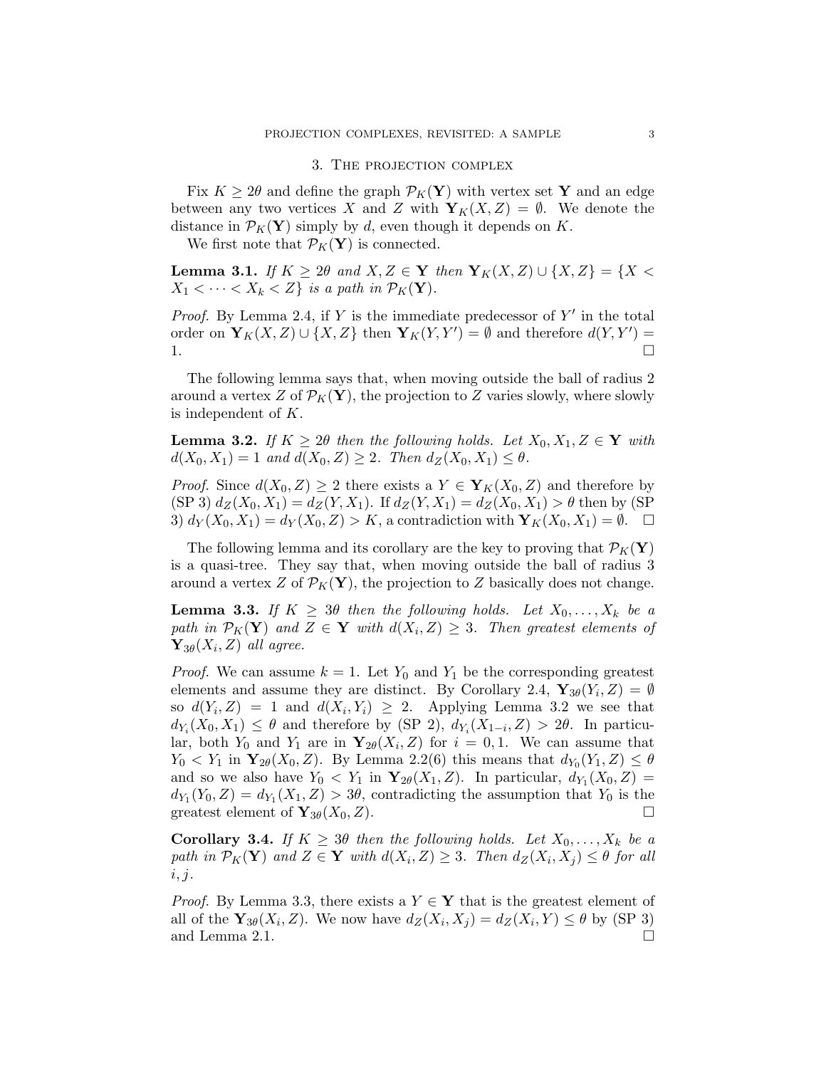## 3. The projection complex

Fix $K \geq 2\theta$ and define the graph $\mathcal{P}_K(\mathbf{Y})$ with vertex set $\mathbf{Y}$ and an edge between any two vertices $X$ and $Z$ with $\mathbf{Y}_K(X, Z) = \emptyset$. We denote the distance in $\mathcal{P}_K(\mathbf{Y})$ simply by $d$, even though it depends on $K$.

We first note that $\mathcal{P}_K(\mathbf{Y})$ is connected.

**Lemma 3.1.** *If $K \geq 2\theta$ and $X, Z \in \mathbf{Y}$ then $\mathbf{Y}_K(X, Z) \cup \{X, Z\} = \{X < X_1 < \cdots < X_k < Z\}$ is a path in $\mathcal{P}_K(\mathbf{Y})$.*

*Proof.* By Lemma 2.4, if $Y$ is the immediate predecessor of $Y'$ in the total order on $\mathbf{Y}_K(X, Z) \cup \{X, Z\}$ then $\mathbf{Y}_K(Y, Y') = \emptyset$ and therefore $d(Y, Y') = 1$. □

The following lemma says that, when moving outside the ball of radius 2 around a vertex $Z$ of $\mathcal{P}_K(\mathbf{Y})$, the projection to $Z$ varies slowly, where slowly is independent of $K$.

**Lemma 3.2.** *If $K \geq 2\theta$ then the following holds. Let $X_0, X_1, Z \in \mathbf{Y}$ with $d(X_0, X_1) = 1$ and $d(X_0, Z) \geq 2$. Then $d_Z(X_0, X_1) \leq \theta$.*

*Proof.* Since $d(X_0, Z) \geq 2$ there exists a $Y \in \mathbf{Y}_K(X_0, Z)$ and therefore by (SP 3) $d_Z(X_0, X_1) = d_Z(Y, X_1)$. If $d_Z(Y, X_1) = d_Z(X_0, X_1) > \theta$ then by (SP 3) $d_Y(X_0, X_1) = d_Y(X_0, Z) > K$, a contradiction with $\mathbf{Y}_K(X_0, X_1) = \emptyset$. □

The following lemma and its corollary are the key to proving that $\mathcal{P}_K(\mathbf{Y})$ is a quasi-tree. They say that, when moving outside the ball of radius 3 around a vertex $Z$ of $\mathcal{P}_K(\mathbf{Y})$, the projection to $Z$ basically does not change.

**Lemma 3.3.** *If $K \geq 3\theta$ then the following holds. Let $X_0, \ldots, X_k$ be a path in $\mathcal{P}_K(\mathbf{Y})$ and $Z \in \mathbf{Y}$ with $d(X_i, Z) \geq 3$. Then greatest elements of $\mathbf{Y}_{3\theta}(X_i, Z)$ all agree.*

*Proof.* We can assume $k = 1$. Let $Y_0$ and $Y_1$ be the corresponding greatest elements and assume they are distinct. By Corollary 2.4, $\mathbf{Y}_{3\theta}(Y_i, Z) = \emptyset$ so $d(Y_i, Z) = 1$ and $d(X_i, Y_i) \geq 2$. Applying Lemma 3.2 we see that $d_{Y_i}(X_0, X_1) \leq \theta$ and therefore by (SP 2), $d_{Y_i}(X_{1-i}, Z) > 2\theta$. In particular, both $Y_0$ and $Y_1$ are in $\mathbf{Y}_{2\theta}(X_i, Z)$ for $i = 0, 1$. We can assume that $Y_0 < Y_1$ in $\mathbf{Y}_{2\theta}(X_0, Z)$. By Lemma 2.2(6) this means that $d_{Y_0}(Y_1, Z) \leq \theta$ and so we also have $Y_0 < Y_1$ in $\mathbf{Y}_{2\theta}(X_1, Z)$. In particular, $d_{Y_1}(X_0, Z) = d_{Y_1}(Y_0, Z) = d_{Y_1}(X_1, Z) > 3\theta$, contradicting the assumption that $Y_0$ is the greatest element of $\mathbf{Y}_{3\theta}(X_0, Z)$. □

**Corollary 3.4.** *If $K \geq 3\theta$ then the following holds. Let $X_0, \ldots, X_k$ be a path in $\mathcal{P}_K(\mathbf{Y})$ and $Z \in \mathbf{Y}$ with $d(X_i, Z) \geq 3$. Then $d_Z(X_i, X_j) \leq \theta$ for all $i, j$.*

*Proof.* By Lemma 3.3, there exists a $Y \in \mathbf{Y}$ that is the greatest element of all of the $\mathbf{Y}_{3\theta}(X_i, Z)$. We now have $d_Z(X_i, X_j) = d_Z(X_i, Y) \leq \theta$ by (SP 3) and Lemma 2.1. □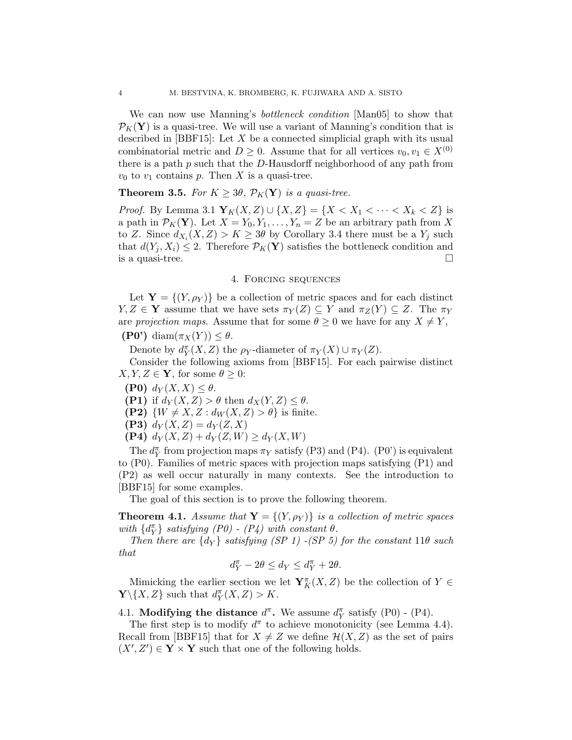We can now use Manning's *bottleneck condition* [Man05] to show that $\mathcal{P}_K(\mathbf{Y})$ is a quasi-tree. We will use a variant of Manning's condition that is described in [BBF15]: Let $X$ be a connected simplicial graph with its usual combinatorial metric and $D \geq 0$. Assume that for all vertices $v_0, v_1 \in X^{(0)}$ there is a path $p$ such that the $D$-Hausdorff neighborhood of any path from $v_0$ to $v_1$ contains $p$. Then $X$ is a quasi-tree.

**Theorem 3.5.** *For $K \geq 3\theta$, $\mathcal{P}_K(\mathbf{Y})$ is a quasi-tree.*

*Proof.* By Lemma 3.1 $\mathbf{Y}_K(X,Z) \cup \{X, Z\} = \{X < X_1 < \cdots < X_k < Z\}$ is a path in $\mathcal{P}_K(\mathbf{Y})$. Let $X = Y_0, Y_1, \ldots, Y_n = Z$ be an arbitrary path from $X$ to $Z$. Since $d_{X_i}(X,Z) > K \geq 3\theta$ by Corollary 3.4 there must be a $Y_j$ such that $d(Y_j, X_i) \leq 2$. Therefore $\mathcal{P}_K(\mathbf{Y})$ satisfies the bottleneck condition and is a quasi-tree. $\square$

## 4. Forcing sequences

Let $\mathbf{Y} = \{(Y, \rho_Y)\}$ be a collection of metric spaces and for each distinct $Y, Z \in \mathbf{Y}$ assume that we have sets $\pi_Y(Z) \subseteq Y$ and $\pi_Z(Y) \subseteq Z$. The $\pi_Y$ are *projection maps*. Assume that for some $\theta \geq 0$ we have for any $X \neq Y$,

**(P0')** $\operatorname{diam}(\pi_X(Y)) \leq \theta$.

Denote by $d^\pi_Y(X,Z)$ the $\rho_Y$-diameter of $\pi_Y(X) \cup \pi_Y(Z)$.

Consider the following axioms from [BBF15]. For each pairwise distinct $X, Y, Z \in \mathbf{Y}$, for some $\theta \geq 0$:

- **(P0)** $d_Y(X,X) \leq \theta$.
- **(P1)** if $d_Y(X,Z) > \theta$ then $d_X(Y,Z) \leq \theta$.
- **(P2)** $\{W \neq X, Z : d_W(X,Z) > \theta\}$ is finite.
- **(P3)** $d_Y(X,Z) = d_Y(Z,X)$
- **(P4)** $d_Y(X,Z) + d_Y(Z,W) \geq d_Y(X,W)$

The $d^\pi_Y$ from projection maps $\pi_Y$ satisfy (P3) and (P4). (P0') is equivalent to (P0). Families of metric spaces with projection maps satisfying (P1) and (P2) as well occur naturally in many contexts. See the introduction to [BBF15] for some examples.

The goal of this section is to prove the following theorem.

**Theorem 4.1.** *Assume that $\mathbf{Y} = \{(Y, \rho_Y)\}$ is a collection of metric spaces with $\{d^\pi_Y\}$ satisfying (P0) - (P4) with constant $\theta$.*

*Then there are $\{d_Y\}$ satisfying (SP 1) -(SP 5) for the constant $11\theta$ such that*

$$d^\pi_Y - 2\theta \leq d_Y \leq d^\pi_Y + 2\theta.$$

Mimicking the earlier section we let $\mathbf{Y}^\pi_K(X,Z)$ be the collection of $Y \in \mathbf{Y} \backslash \{X, Z\}$ such that $d^\pi_Y(X,Z) > K$.

### 4.1. Modifying the distance $d^\pi$.

We assume $d^\pi_Y$ satisfy (P0) - (P4).

The first step is to modify $d^\pi$ to achieve monotonicity (see Lemma 4.4). Recall from [BBF15] that for $X \neq Z$ we define $\mathcal{H}(X,Z)$ as the set of pairs $(X', Z') \in \mathbf{Y} \times \mathbf{Y}$ such that one of the following holds.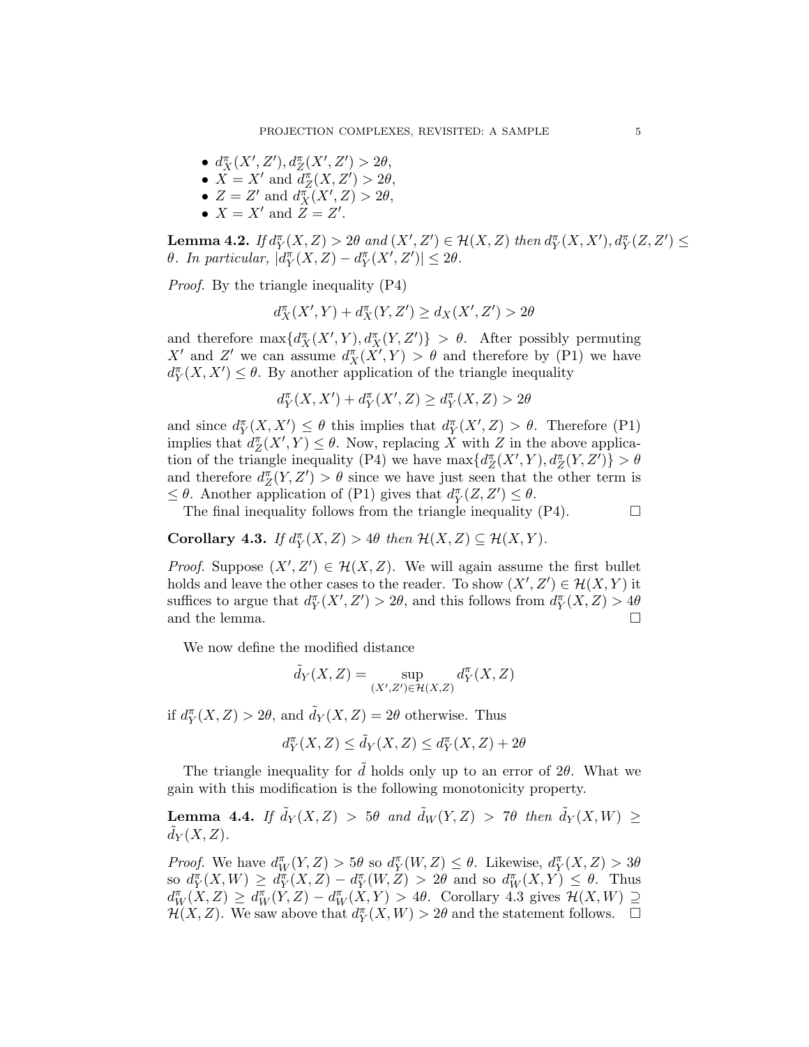- $d^\pi_X(X', Z'), d^\pi_Z(X', Z') > 2\theta$,
- $X = X'$ and $d^\pi_Z(X, Z') > 2\theta$,
- $Z = Z'$ and $d^\pi_X(X', Z) > 2\theta$,
- $X = X'$ and $Z = Z'$.

**Lemma 4.2.** *If $d^\pi_Y(X, Z) > 2\theta$ and $(X', Z') \in \mathcal{H}(X, Z)$ then $d^\pi_Y(X, X'), d^\pi_Y(Z, Z') \leq \theta$. In particular, $|d^\pi_Y(X, Z) - d^\pi_Y(X', Z')| \leq 2\theta$.*

*Proof.* By the triangle inequality (P4)

$$d^\pi_X(X', Y) + d^\pi_X(Y, Z') \geq d_X(X', Z') > 2\theta$$

and therefore $\max\{d^\pi_X(X', Y), d^\pi_X(Y, Z')\} > \theta$. After possibly permuting $X'$ and $Z'$ we can assume $d^\pi_X(X', Y) > \theta$ and therefore by (P1) we have $d^\pi_Y(X, X') \leq \theta$. By another application of the triangle inequality

$$d^\pi_Y(X, X') + d^\pi_Y(X', Z) \geq d^\pi_Y(X, Z) > 2\theta$$

and since $d^\pi_Y(X, X') \leq \theta$ this implies that $d^\pi_Y(X', Z) > \theta$. Therefore (P1) implies that $d^\pi_Z(X', Y) \leq \theta$. Now, replacing $X$ with $Z$ in the above application of the triangle inequality (P4) we have $\max\{d^\pi_Z(X', Y), d^\pi_Z(Y, Z')\} > \theta$ and therefore $d^\pi_Z(Y, Z') > \theta$ since we have just seen that the other term is $\leq \theta$. Another application of (P1) gives that $d^\pi_Y(Z, Z') \leq \theta$.

The final inequality follows from the triangle inequality (P4). $\square$

**Corollary 4.3.** *If $d^\pi_Y(X, Z) > 4\theta$ then $\mathcal{H}(X, Z) \subseteq \mathcal{H}(X, Y)$.*

*Proof.* Suppose $(X', Z') \in \mathcal{H}(X, Z)$. We will again assume the first bullet holds and leave the other cases to the reader. To show $(X', Z') \in \mathcal{H}(X, Y)$ it suffices to argue that $d^\pi_Y(X', Z') > 2\theta$, and this follows from $d^\pi_Y(X, Z) > 4\theta$ and the lemma. $\square$

We now define the modified distance

$$\tilde{d}_Y(X, Z) = \sup_{(X', Z') \in \mathcal{H}(X, Z)} d^\pi_Y(X, Z)$$

if $d^\pi_Y(X, Z) > 2\theta$, and $\tilde{d}_Y(X, Z) = 2\theta$ otherwise. Thus

$$d^\pi_Y(X, Z) \leq \tilde{d}_Y(X, Z) \leq d^\pi_Y(X, Z) + 2\theta$$

The triangle inequality for $\tilde{d}$ holds only up to an error of $2\theta$. What we gain with this modification is the following monotonicity property.

**Lemma 4.4.** *If $\tilde{d}_Y(X, Z) > 5\theta$ and $\tilde{d}_W(Y, Z) > 7\theta$ then $\tilde{d}_Y(X, W) \geq \tilde{d}_Y(X, Z)$.*

*Proof.* We have $d^\pi_W(Y, Z) > 5\theta$ so $d^\pi_Y(W, Z) \leq \theta$. Likewise, $d^\pi_Y(X, Z) > 3\theta$ so $d^\pi_Y(X, W) \geq d^\pi_Y(X, Z) - d^\pi_Y(W, Z) > 2\theta$ and so $d^\pi_W(X, Y) \leq \theta$. Thus $d^\pi_W(X, Z) \geq d^\pi_W(Y, Z) - d^\pi_W(X, Y) > 4\theta$. Corollary 4.3 gives $\mathcal{H}(X, W) \supseteq \mathcal{H}(X, Z)$. We saw above that $d^\pi_Y(X, W) > 2\theta$ and the statement follows. $\square$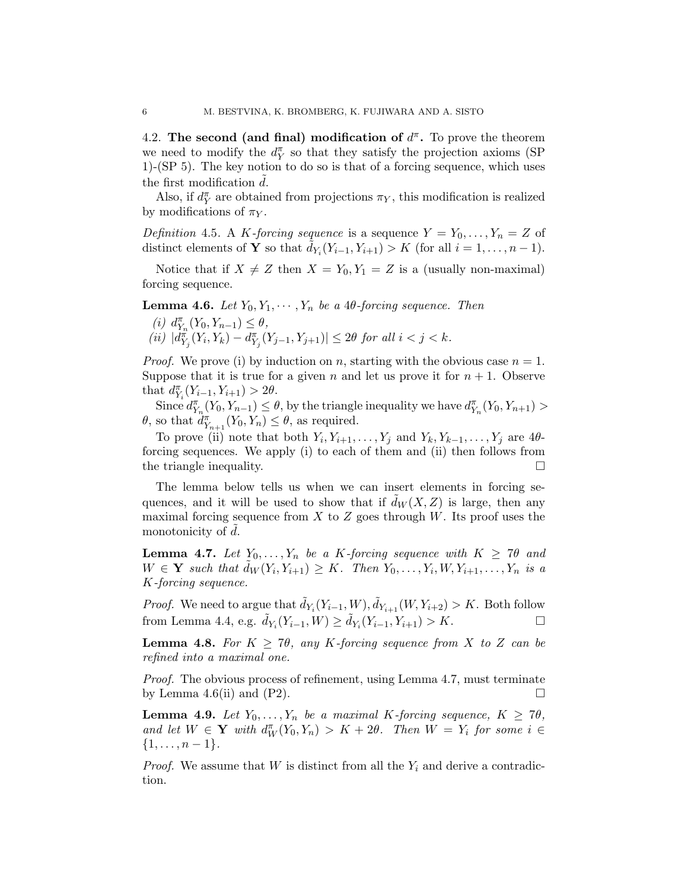### 4.2. The second (and final) modification of $d^\pi$.

To prove the theorem we need to modify the $d^\pi_Y$ so that they satisfy the projection axioms (SP 1)-(SP 5). The key notion to do so is that of a forcing sequence, which uses the first modification $\tilde{d}$.

Also, if $d^\pi_Y$ are obtained from projections $\pi_Y$, this modification is realized by modifications of $\pi_Y$.

*Definition* 4.5. A *$K$-forcing sequence* is a sequence $Y = Y_0, \dots, Y_n = Z$ of distinct elements of $\mathbf{Y}$ so that $\tilde{d}_{Y_i}(Y_{i-1}, Y_{i+1}) > K$ (for all $i = 1, \dots, n-1$).

Notice that if $X \neq Z$ then $X = Y_0, Y_1 = Z$ is a (usually non-maximal) forcing sequence.

**Lemma 4.6.** *Let $Y_0, Y_1, \cdots, Y_n$ be a $4\theta$-forcing sequence. Then*

*(i) $d^\pi_{Y_n}(Y_0, Y_{n-1}) \leq \theta$,*
*(ii) $|d^\pi_{Y_j}(Y_i, Y_k) - d^\pi_{Y_j}(Y_{j-1}, Y_{j+1})| \leq 2\theta$ for all $i < j < k$.*

*Proof.* We prove (i) by induction on $n$, starting with the obvious case $n = 1$. Suppose that it is true for a given $n$ and let us prove it for $n+1$. Observe that $d^\pi_{Y_i}(Y_{i-1}, Y_{i+1}) > 2\theta$.

Since $d^\pi_{Y_n}(Y_0, Y_{n-1}) \leq \theta$, by the triangle inequality we have $d^\pi_{Y_n}(Y_0, Y_{n+1}) > \theta$, so that $d^\pi_{Y_{n+1}}(Y_0, Y_n) \leq \theta$, as required.

To prove (ii) note that both $Y_i, Y_{i+1}, \dots, Y_j$ and $Y_k, Y_{k-1}, \dots, Y_j$ are $4\theta$-forcing sequences. We apply (i) to each of them and (ii) then follows from the triangle inequality. $\square$

The lemma below tells us when we can insert elements in forcing sequences, and it will be used to show that if $\tilde{d}_W(X, Z)$ is large, then any maximal forcing sequence from $X$ to $Z$ goes through $W$. Its proof uses the monotonicity of $\tilde{d}$.

**Lemma 4.7.** *Let $Y_0, \dots, Y_n$ be a $K$-forcing sequence with $K \geq 7\theta$ and $W \in \mathbf{Y}$ such that $\tilde{d}_W(Y_i, Y_{i+1}) \geq K$. Then $Y_0, \dots, Y_i, W, Y_{i+1}, \dots, Y_n$ is a $K$-forcing sequence.*

*Proof.* We need to argue that $\tilde{d}_{Y_i}(Y_{i-1}, W), \tilde{d}_{Y_{i+1}}(W, Y_{i+2}) > K$. Both follow from Lemma 4.4, e.g. $\tilde{d}_{Y_i}(Y_{i-1}, W) \geq \tilde{d}_{Y_i}(Y_{i-1}, Y_{i+1}) > K$. $\square$

**Lemma 4.8.** *For $K \geq 7\theta$, any $K$-forcing sequence from $X$ to $Z$ can be refined into a maximal one.*

*Proof.* The obvious process of refinement, using Lemma 4.7, must terminate by Lemma 4.6(ii) and (P2). $\square$

**Lemma 4.9.** *Let $Y_0, \dots, Y_n$ be a maximal $K$-forcing sequence, $K \geq 7\theta$, and let $W \in \mathbf{Y}$ with $d^\pi_W(Y_0, Y_n) > K + 2\theta$. Then $W = Y_i$ for some $i \in \{1, \dots, n-1\}$.*

*Proof.* We assume that $W$ is distinct from all the $Y_i$ and derive a contradiction.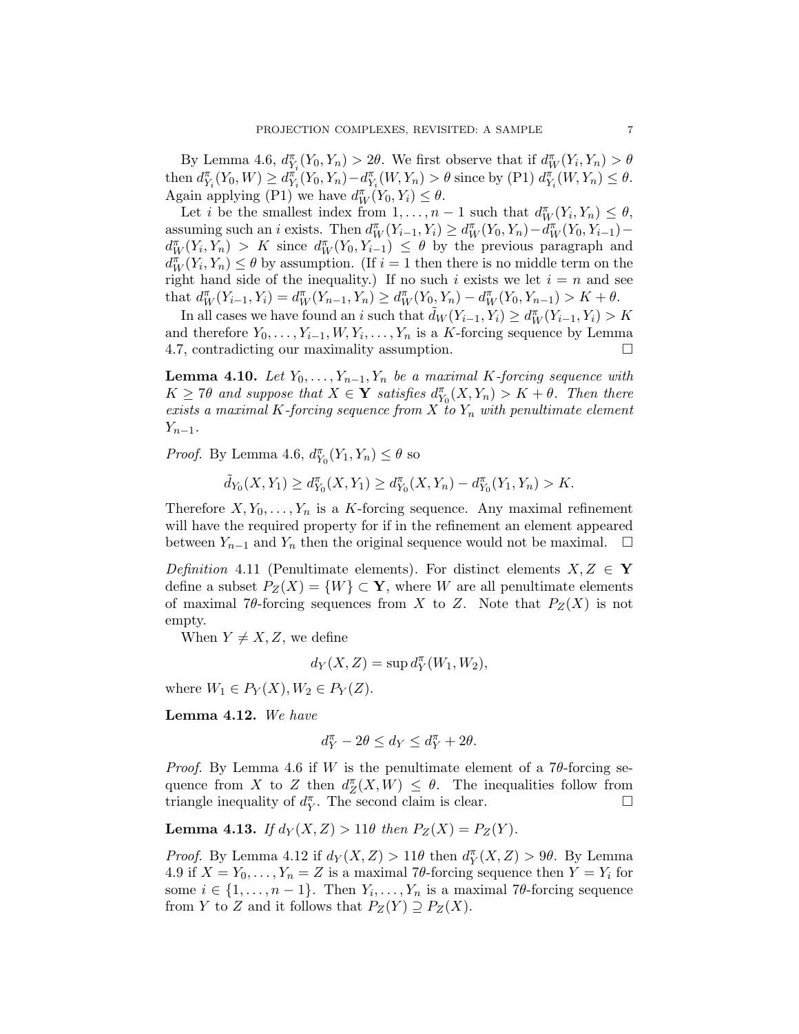By Lemma 4.6, $d^\pi_{Y_i}(Y_0, Y_n) > 2\theta$. We first observe that if $d^\pi_W(Y_i, Y_n) > \theta$ then $d^\pi_{Y_i}(Y_0, W) \geq d^\pi_{Y_i}(Y_0, Y_n) - d^\pi_{Y_i}(W, Y_n) > \theta$ since by (P1) $d^\pi_{Y_i}(W, Y_n) \leq \theta$. Again applying (P1) we have $d^\pi_W(Y_0, Y_i) \leq \theta$.

Let $i$ be the smallest index from $1, \dots, n-1$ such that $d^\pi_W(Y_i, Y_n) \leq \theta$, assuming such an $i$ exists. Then $d^\pi_W(Y_{i-1}, Y_i) \geq d^\pi_W(Y_0, Y_n) - d^\pi_W(Y_0, Y_{i-1}) - d^\pi_W(Y_i, Y_n) > K$ since $d^\pi_W(Y_0, Y_{i-1}) \leq \theta$ by the previous paragraph and $d^\pi_W(Y_i, Y_n) \leq \theta$ by assumption. (If $i = 1$ then there is no middle term on the right hand side of the inequality.) If no such $i$ exists we let $i = n$ and see that $d^\pi_W(Y_{i-1}, Y_i) = d^\pi_W(Y_{n-1}, Y_n) \geq d^\pi_W(Y_0, Y_n) - d^\pi_W(Y_0, Y_{n-1}) > K + \theta$.

In all cases we have found an $i$ such that $\tilde{d}_W(Y_{i-1}, Y_i) \geq d^\pi_W(Y_{i-1}, Y_i) > K$ and therefore $Y_0, \dots, Y_{i-1}, W, Y_i, \dots, Y_n$ is a $K$-forcing sequence by Lemma 4.7, contradicting our maximality assumption. $\square$

**Lemma 4.10.** *Let $Y_0, \dots, Y_{n-1}, Y_n$ be a maximal $K$-forcing sequence with $K \geq 7\theta$ and suppose that $X \in \mathbf{Y}$ satisfies $d^\pi_{Y_0}(X, Y_n) > K + \theta$. Then there exists a maximal $K$-forcing sequence from $X$ to $Y_n$ with penultimate element $Y_{n-1}$.*

*Proof.* By Lemma 4.6, $d^\pi_{Y_0}(Y_1, Y_n) \leq \theta$ so

$$\tilde{d}_{Y_0}(X, Y_1) \geq d^\pi_{Y_0}(X, Y_1) \geq d^\pi_{Y_0}(X, Y_n) - d^\pi_{Y_0}(Y_1, Y_n) > K.$$

Therefore $X, Y_0, \dots, Y_n$ is a $K$-forcing sequence. Any maximal refinement will have the required property for if in the refinement an element appeared between $Y_{n-1}$ and $Y_n$ then the original sequence would not be maximal. $\square$

*Definition* 4.11 (Penultimate elements). For distinct elements $X, Z \in \mathbf{Y}$ define a subset $P_Z(X) = \{W\} \subset \mathbf{Y}$, where $W$ are all penultimate elements of maximal $7\theta$-forcing sequences from $X$ to $Z$. Note that $P_Z(X)$ is not empty.

When $Y \neq X, Z$, we define

$$d_Y(X, Z) = \sup d^\pi_Y(W_1, W_2),$$

where $W_1 \in P_Y(X), W_2 \in P_Y(Z)$.

**Lemma 4.12.** *We have*

$$d^\pi_Y - 2\theta \leq d_Y \leq d^\pi_Y + 2\theta.$$

*Proof.* By Lemma 4.6 if $W$ is the penultimate element of a $7\theta$-forcing sequence from $X$ to $Z$ then $d^\pi_Z(X, W) \leq \theta$. The inequalities follow from triangle inequality of $d^\pi_Y$. The second claim is clear. $\square$

**Lemma 4.13.** *If $d_Y(X, Z) > 11\theta$ then $P_Z(X) = P_Z(Y)$.*

*Proof.* By Lemma 4.12 if $d_Y(X, Z) > 11\theta$ then $d^\pi_Y(X, Z) > 9\theta$. By Lemma 4.9 if $X = Y_0, \dots, Y_n = Z$ is a maximal $7\theta$-forcing sequence then $Y = Y_i$ for some $i \in \{1, \dots, n-1\}$. Then $Y_i, \dots, Y_n$ is a maximal $7\theta$-forcing sequence from $Y$ to $Z$ and it follows that $P_Z(Y) \supseteq P_Z(X)$.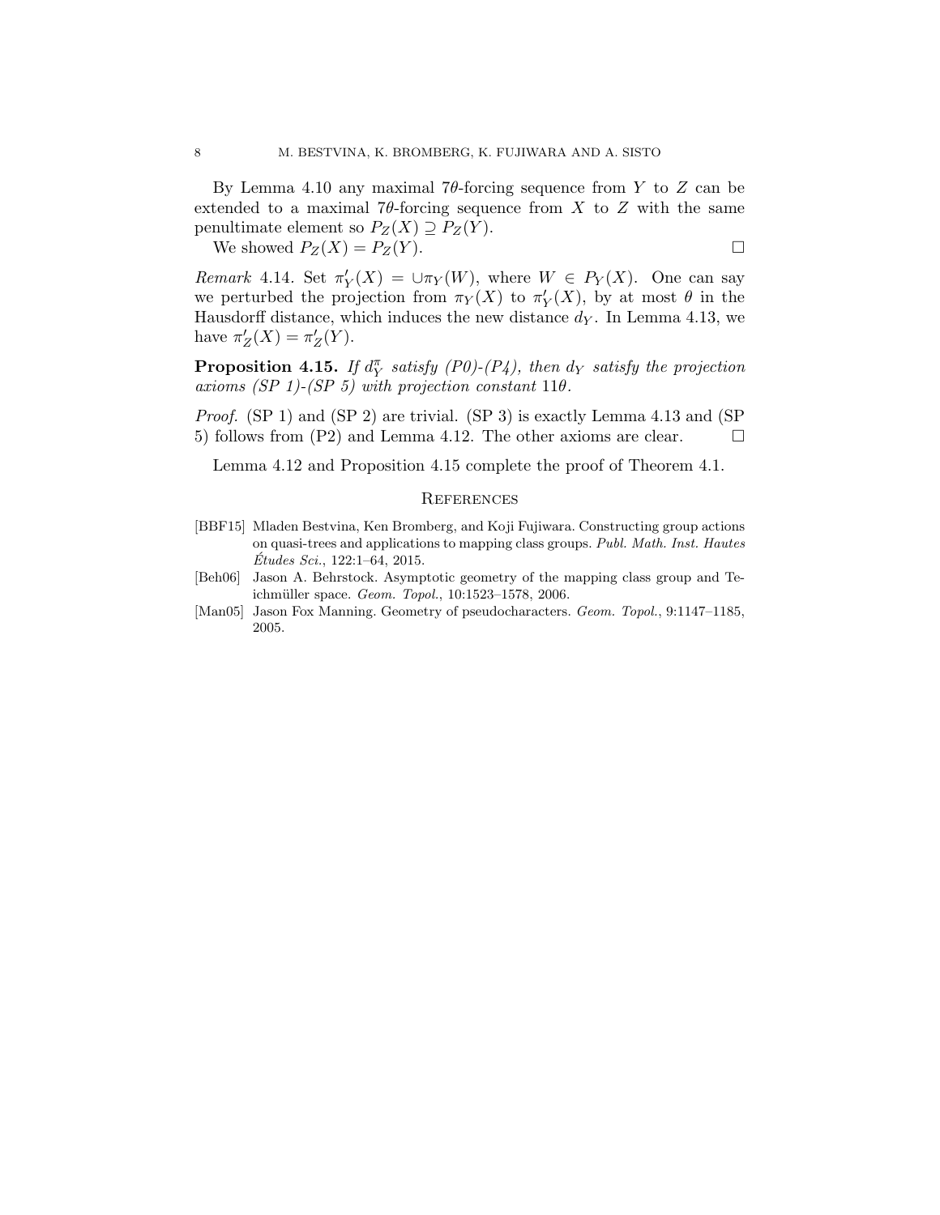By Lemma 4.10 any maximal $7\theta$-forcing sequence from $Y$ to $Z$ can be extended to a maximal $7\theta$-forcing sequence from $X$ to $Z$ with the same penultimate element so $P_Z(X) \supseteq P_Z(Y)$.

We showed $P_Z(X) = P_Z(Y)$. □

*Remark* 4.14. Set $\pi'_Y(X) = \cup \pi_Y(W)$, where $W \in P_Y(X)$. One can say we perturbed the projection from $\pi_Y(X)$ to $\pi'_Y(X)$, by at most $\theta$ in the Hausdorff distance, which induces the new distance $d_Y$. In Lemma 4.13, we have $\pi'_Z(X) = \pi'_Z(Y)$.

**Proposition 4.15.** *If $d^\pi_Y$ satisfy (P0)-(P4), then $d_Y$ satisfy the projection axioms (SP 1)-(SP 5) with projection constant $11\theta$.*

*Proof.* (SP 1) and (SP 2) are trivial. (SP 3) is exactly Lemma 4.13 and (SP 5) follows from (P2) and Lemma 4.12. The other axioms are clear. □

Lemma 4.12 and Proposition 4.15 complete the proof of Theorem 4.1.

## References

[BBF15] Mladen Bestvina, Ken Bromberg, and Koji Fujiwara. Constructing group actions on quasi-trees and applications to mapping class groups. *Publ. Math. Inst. Hautes Études Sci.*, 122:1–64, 2015.

[Beh06] Jason A. Behrstock. Asymptotic geometry of the mapping class group and Teichmüller space. *Geom. Topol.*, 10:1523–1578, 2006.

[Man05] Jason Fox Manning. Geometry of pseudocharacters. *Geom. Topol.*, 9:1147–1185, 2005.